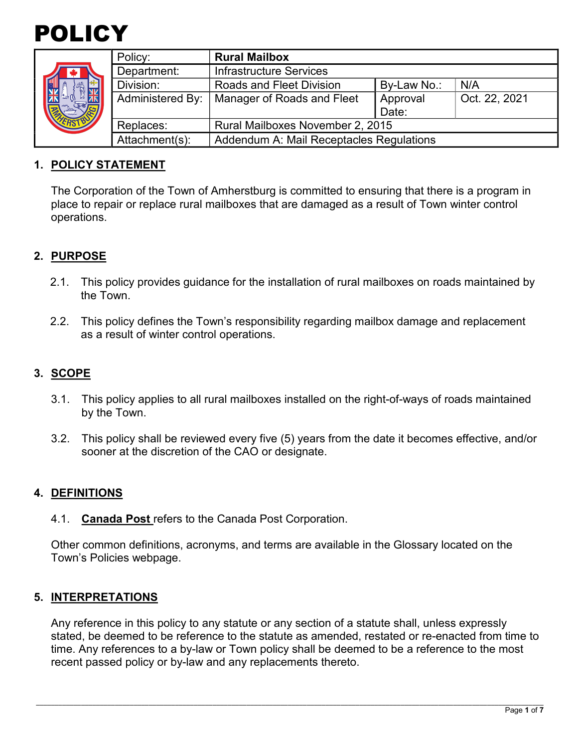# POLICY

| | | | | |
|---|---|---|---|---|
| Policy: | **Rural Mailbox** | | | |
| Department: | Infrastructure Services | | | |
| Division: | Roads and Fleet Division | By-Law No.: | N/A | |
| Administered By: | Manager of Roads and Fleet | Approval Date: | Oct. 22, 2021 | |
| Replaces: | Rural Mailboxes November 2, 2015 | | | |
| Attachment(s): | Addendum A: Mail Receptacles Regulations | | | |

## 1. POLICY STATEMENT

The Corporation of the Town of Amherstburg is committed to ensuring that there is a program in place to repair or replace rural mailboxes that are damaged as a result of Town winter control operations.

## 2. PURPOSE

2.1. This policy provides guidance for the installation of rural mailboxes on roads maintained by the Town.

2.2. This policy defines the Town's responsibility regarding mailbox damage and replacement as a result of winter control operations.

## 3. SCOPE

3.1. This policy applies to all rural mailboxes installed on the right-of-ways of roads maintained by the Town.

3.2. This policy shall be reviewed every five (5) years from the date it becomes effective, and/or sooner at the discretion of the CAO or designate.

## 4. DEFINITIONS

4.1. **Canada Post** refers to the Canada Post Corporation.

Other common definitions, acronyms, and terms are available in the Glossary located on the Town's Policies webpage.

## 5. INTERPRETATIONS

Any reference in this policy to any statute or any section of a statute shall, unless expressly stated, be deemed to be reference to the statute as amended, restated or re-enacted from time to time. Any references to a by-law or Town policy shall be deemed to be a reference to the most recent passed policy or by-law and any replacements thereto.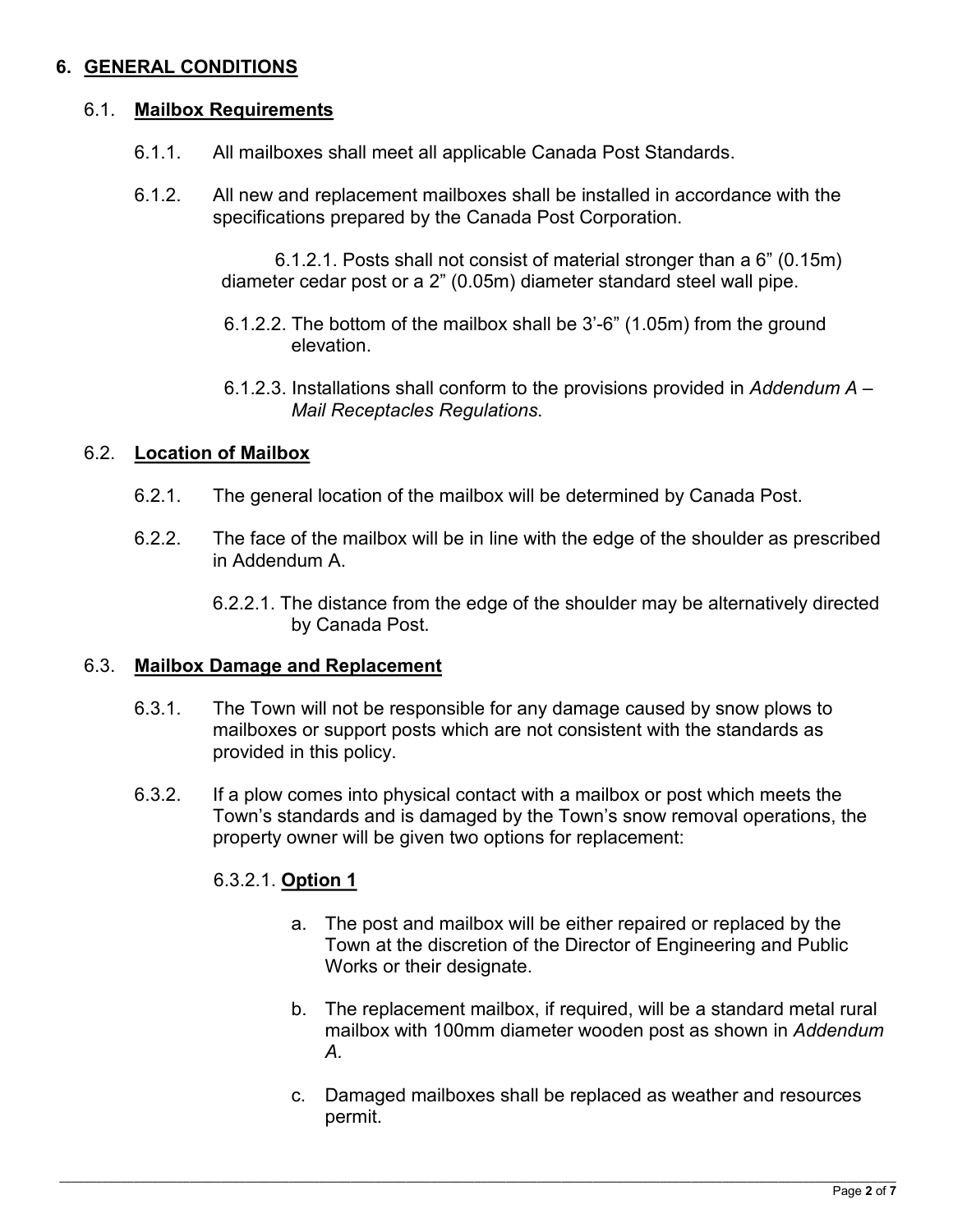## 6. GENERAL CONDITIONS

### 6.1. Mailbox Requirements

6.1.1. All mailboxes shall meet all applicable Canada Post Standards.

6.1.2. All new and replacement mailboxes shall be installed in accordance with the specifications prepared by the Canada Post Corporation.

6.1.2.1. Posts shall not consist of material stronger than a 6" (0.15m) diameter cedar post or a 2" (0.05m) diameter standard steel wall pipe.

6.1.2.2. The bottom of the mailbox shall be 3'-6" (1.05m) from the ground elevation.

6.1.2.3. Installations shall conform to the provisions provided in *Addendum A – Mail Receptacles Regulations*.

### 6.2. Location of Mailbox

6.2.1. The general location of the mailbox will be determined by Canada Post.

6.2.2. The face of the mailbox will be in line with the edge of the shoulder as prescribed in Addendum A.

6.2.2.1. The distance from the edge of the shoulder may be alternatively directed by Canada Post.

### 6.3. Mailbox Damage and Replacement

6.3.1. The Town will not be responsible for any damage caused by snow plows to mailboxes or support posts which are not consistent with the standards as provided in this policy.

6.3.2. If a plow comes into physical contact with a mailbox or post which meets the Town's standards and is damaged by the Town's snow removal operations, the property owner will be given two options for replacement:

6.3.2.1. **Option 1**

a. The post and mailbox will be either repaired or replaced by the Town at the discretion of the Director of Engineering and Public Works or their designate.

b. The replacement mailbox, if required, will be a standard metal rural mailbox with 100mm diameter wooden post as shown in *Addendum A.*

c. Damaged mailboxes shall be replaced as weather and resources permit.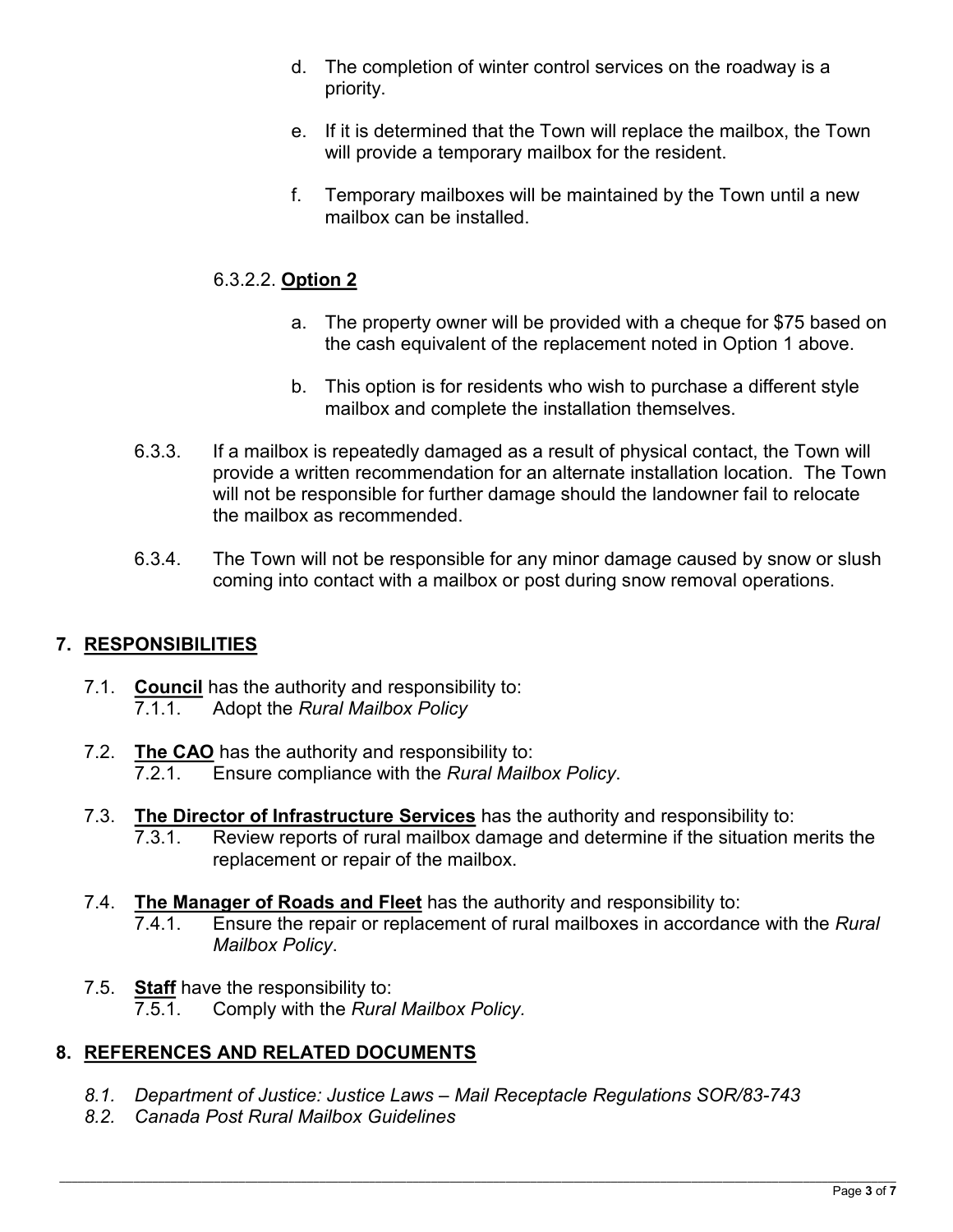d. The completion of winter control services on the roadway is a priority.

e. If it is determined that the Town will replace the mailbox, the Town will provide a temporary mailbox for the resident.

f. Temporary mailboxes will be maintained by the Town until a new mailbox can be installed.

6.3.2.2. **Option 2**

a. The property owner will be provided with a cheque for $75 based on the cash equivalent of the replacement noted in Option 1 above.

b. This option is for residents who wish to purchase a different style mailbox and complete the installation themselves.

6.3.3. If a mailbox is repeatedly damaged as a result of physical contact, the Town will provide a written recommendation for an alternate installation location. The Town will not be responsible for further damage should the landowner fail to relocate the mailbox as recommended.

6.3.4. The Town will not be responsible for any minor damage caused by snow or slush coming into contact with a mailbox or post during snow removal operations.

## 7. RESPONSIBILITIES

7.1. **Council** has the authority and responsibility to:
7.1.1. Adopt the *Rural Mailbox Policy*

7.2. **The CAO** has the authority and responsibility to:
7.2.1. Ensure compliance with the *Rural Mailbox Policy*.

7.3. **The Director of Infrastructure Services** has the authority and responsibility to:
7.3.1. Review reports of rural mailbox damage and determine if the situation merits the replacement or repair of the mailbox.

7.4. **The Manager of Roads and Fleet** has the authority and responsibility to:
7.4.1. Ensure the repair or replacement of rural mailboxes in accordance with the *Rural Mailbox Policy*.

7.5. **Staff** have the responsibility to:
7.5.1. Comply with the *Rural Mailbox Policy.*

## 8. REFERENCES AND RELATED DOCUMENTS

*8.1. Department of Justice: Justice Laws – Mail Receptacle Regulations SOR/83-743*
*8.2. Canada Post Rural Mailbox Guidelines*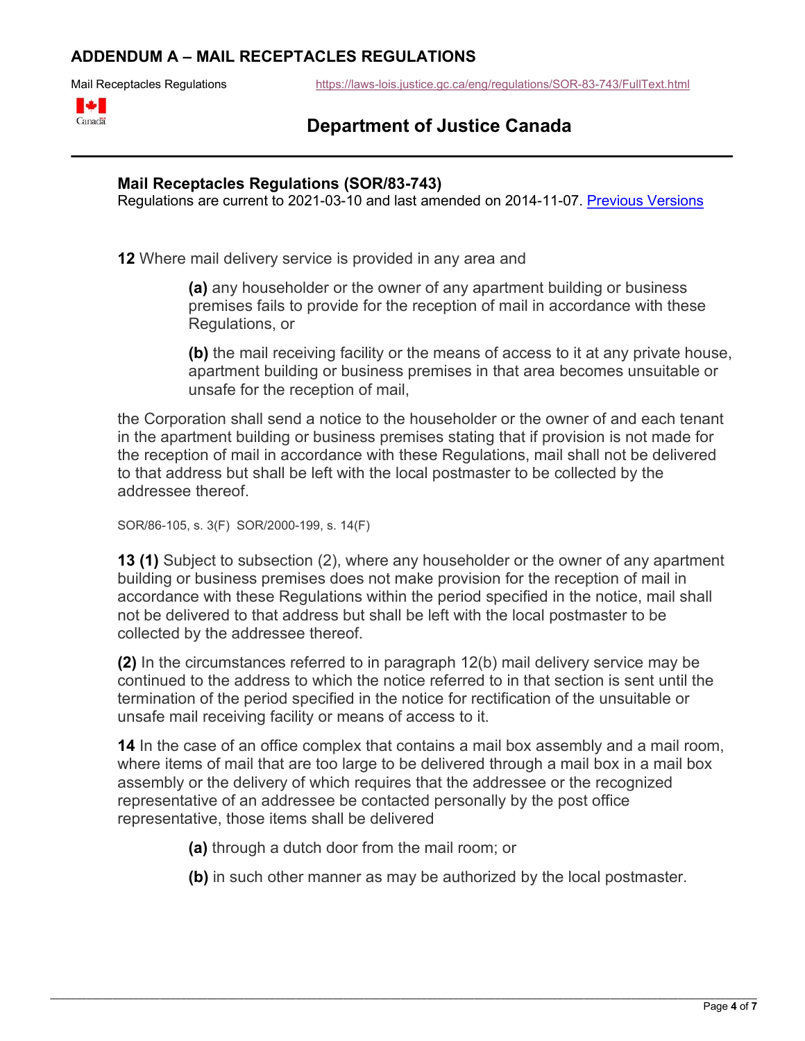## ADDENDUM A – MAIL RECEPTACLES REGULATIONS

Mail Receptacles Regulations https://laws-lois.justice.gc.ca/eng/regulations/SOR-83-743/FullText.html

Canada

## Department of Justice Canada

**Mail Receptacles Regulations (SOR/83-743)**
Regulations are current to 2021-03-10 and last amended on 2014-11-07. Previous Versions

**12** Where mail delivery service is provided in any area and

> **(a)** any householder or the owner of any apartment building or business premises fails to provide for the reception of mail in accordance with these Regulations, or
>
> **(b)** the mail receiving facility or the means of access to it at any private house, apartment building or business premises in that area becomes unsuitable or unsafe for the reception of mail,

the Corporation shall send a notice to the householder or the owner of and each tenant in the apartment building or business premises stating that if provision is not made for the reception of mail in accordance with these Regulations, mail shall not be delivered to that address but shall be left with the local postmaster to be collected by the addressee thereof.

SOR/86-105, s. 3(F) SOR/2000-199, s. 14(F)

**13 (1)** Subject to subsection (2), where any householder or the owner of any apartment building or business premises does not make provision for the reception of mail in accordance with these Regulations within the period specified in the notice, mail shall not be delivered to that address but shall be left with the local postmaster to be collected by the addressee thereof.

**(2)** In the circumstances referred to in paragraph 12(b) mail delivery service may be continued to the address to which the notice referred to in that section is sent until the termination of the period specified in the notice for rectification of the unsuitable or unsafe mail receiving facility or means of access to it.

**14** In the case of an office complex that contains a mail box assembly and a mail room, where items of mail that are too large to be delivered through a mail box in a mail box assembly or the delivery of which requires that the addressee or the recognized representative of an addressee be contacted personally by the post office representative, those items shall be delivered

> **(a)** through a dutch door from the mail room; or
>
> **(b)** in such other manner as may be authorized by the local postmaster.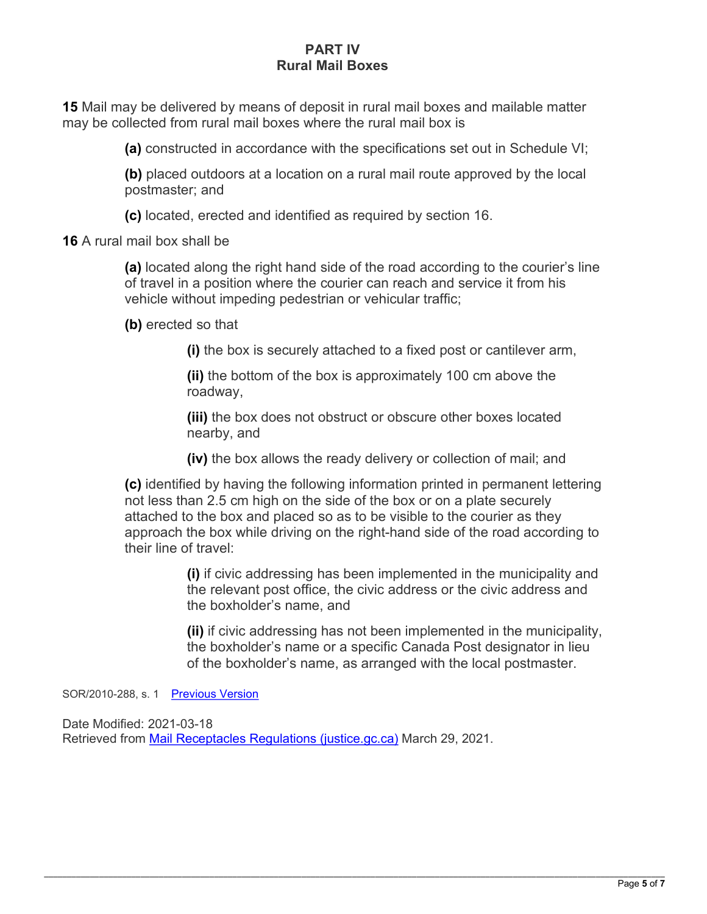## PART IV
## Rural Mail Boxes

**15** Mail may be delivered by means of deposit in rural mail boxes and mailable matter may be collected from rural mail boxes where the rural mail box is

> **(a)** constructed in accordance with the specifications set out in Schedule VI;
>
> **(b)** placed outdoors at a location on a rural mail route approved by the local postmaster; and
>
> **(c)** located, erected and identified as required by section 16.

**16** A rural mail box shall be

> **(a)** located along the right hand side of the road according to the courier's line of travel in a position where the courier can reach and service it from his vehicle without impeding pedestrian or vehicular traffic;
>
> **(b)** erected so that
>
> > **(i)** the box is securely attached to a fixed post or cantilever arm,
> >
> > **(ii)** the bottom of the box is approximately 100 cm above the roadway,
> >
> > **(iii)** the box does not obstruct or obscure other boxes located nearby, and
> >
> > **(iv)** the box allows the ready delivery or collection of mail; and
>
> **(c)** identified by having the following information printed in permanent lettering not less than 2.5 cm high on the side of the box or on a plate securely attached to the box and placed so as to be visible to the courier as they approach the box while driving on the right-hand side of the road according to their line of travel:
>
> > **(i)** if civic addressing has been implemented in the municipality and the relevant post office, the civic address or the civic address and the boxholder's name, and
> >
> > **(ii)** if civic addressing has not been implemented in the municipality, the boxholder's name or a specific Canada Post designator in lieu of the boxholder's name, as arranged with the local postmaster.

SOR/2010-288, s. 1 Previous Version

Date Modified: 2021-03-18
Retrieved from Mail Receptacles Regulations (justice.gc.ca) March 29, 2021.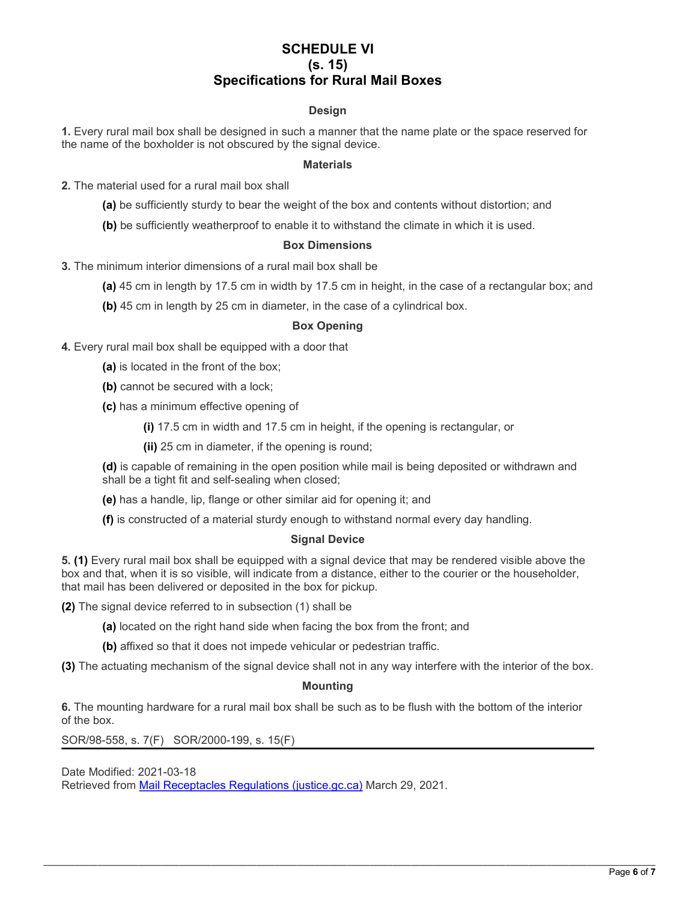# SCHEDULE VI
## (s. 15)
## Specifications for Rural Mail Boxes

### Design

**1.** Every rural mail box shall be designed in such a manner that the name plate or the space reserved for the name of the boxholder is not obscured by the signal device.

### Materials

**2.** The material used for a rural mail box shall

> **(a)** be sufficiently sturdy to bear the weight of the box and contents without distortion; and
>
> **(b)** be sufficiently weatherproof to enable it to withstand the climate in which it is used.

### Box Dimensions

**3.** The minimum interior dimensions of a rural mail box shall be

> **(a)** 45 cm in length by 17.5 cm in width by 17.5 cm in height, in the case of a rectangular box; and
>
> **(b)** 45 cm in length by 25 cm in diameter, in the case of a cylindrical box.

### Box Opening

**4.** Every rural mail box shall be equipped with a door that

> **(a)** is located in the front of the box;
>
> **(b)** cannot be secured with a lock;
>
> **(c)** has a minimum effective opening of
>
> > **(i)** 17.5 cm in width and 17.5 cm in height, if the opening is rectangular, or
> >
> > **(ii)** 25 cm in diameter, if the opening is round;
>
> **(d)** is capable of remaining in the open position while mail is being deposited or withdrawn and shall be a tight fit and self-sealing when closed;
>
> **(e)** has a handle, lip, flange or other similar aid for opening it; and
>
> **(f)** is constructed of a material sturdy enough to withstand normal every day handling.

### Signal Device

**5. (1)** Every rural mail box shall be equipped with a signal device that may be rendered visible above the box and that, when it is so visible, will indicate from a distance, either to the courier or the householder, that mail has been delivered or deposited in the box for pickup.

**(2)** The signal device referred to in subsection (1) shall be

> **(a)** located on the right hand side when facing the box from the front; and
>
> **(b)** affixed so that it does not impede vehicular or pedestrian traffic.

**(3)** The actuating mechanism of the signal device shall not in any way interfere with the interior of the box.

### Mounting

**6.** The mounting hardware for a rural mail box shall be such as to be flush with the bottom of the interior of the box.

SOR/98-558, s. 7(F) SOR/2000-199, s. 15(F)

---

Date Modified: 2021-03-18
Retrieved from [Mail Receptacles Regulations (justice.gc.ca)] March 29, 2021.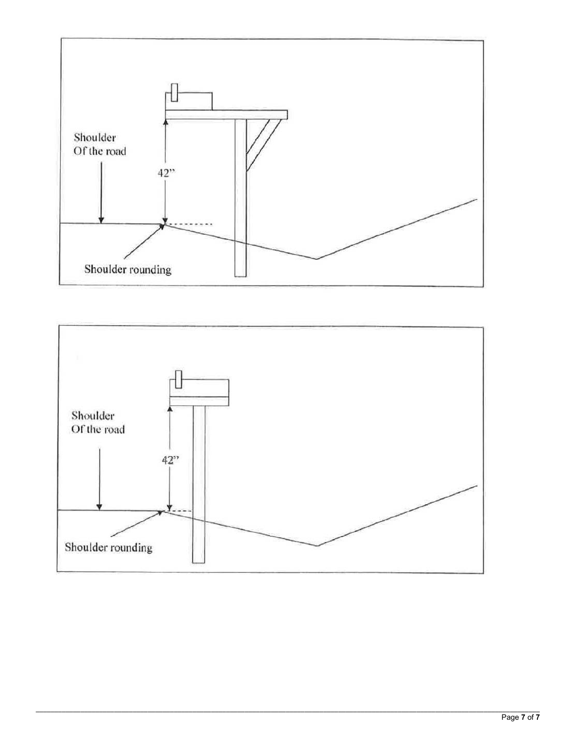Shoulder
Of the road

42"

Shoulder rounding

Shoulder
Of the road

42"

Shoulder rounding